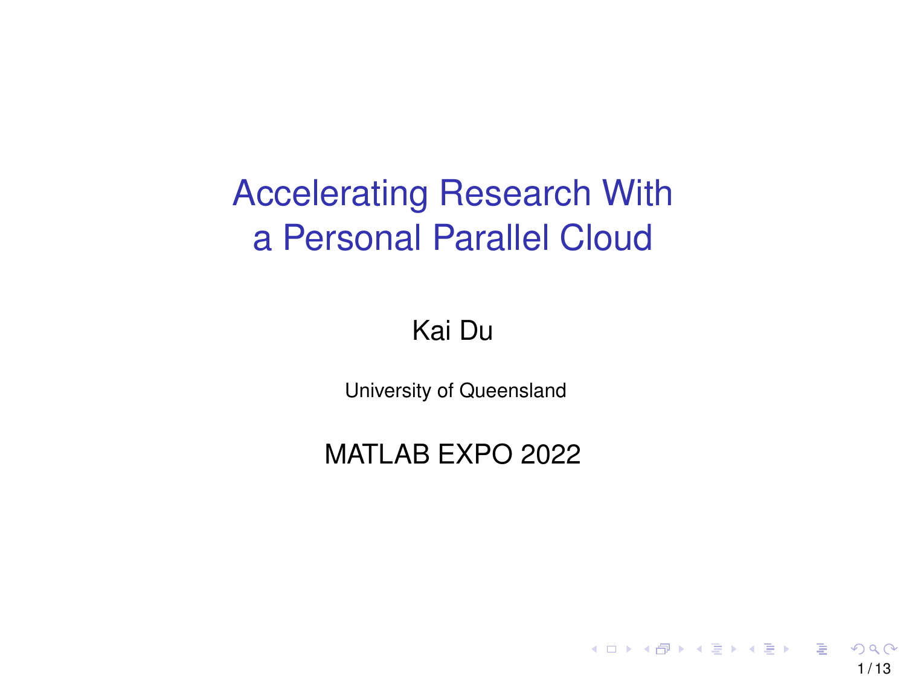# Accelerating Research With a Personal Parallel Cloud

Kai Du

University of Queensland

MATLAB EXPO 2022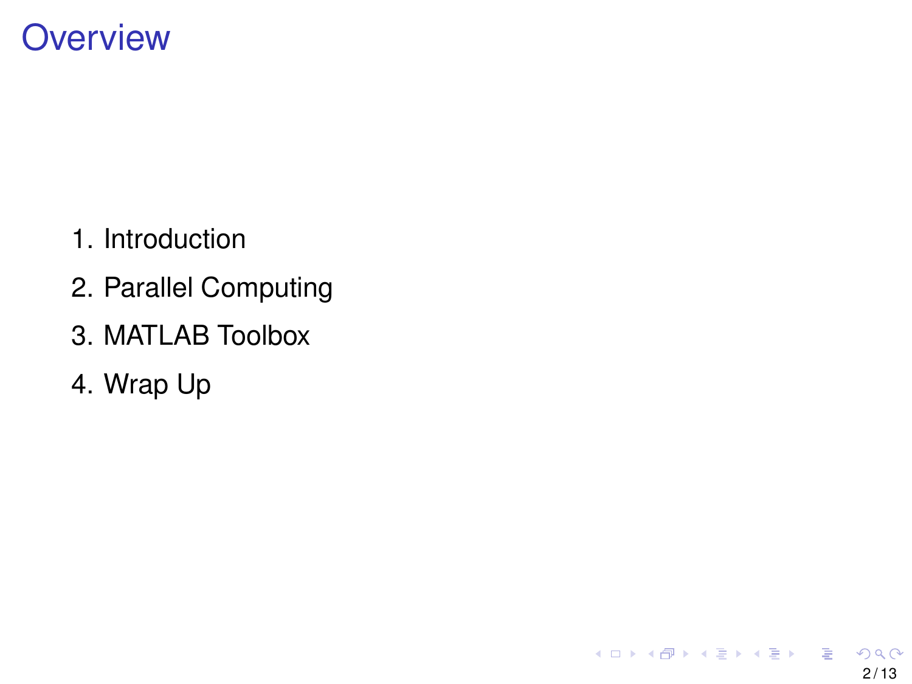# Overview

1. Introduction
2. Parallel Computing
3. MATLAB Toolbox
4. Wrap Up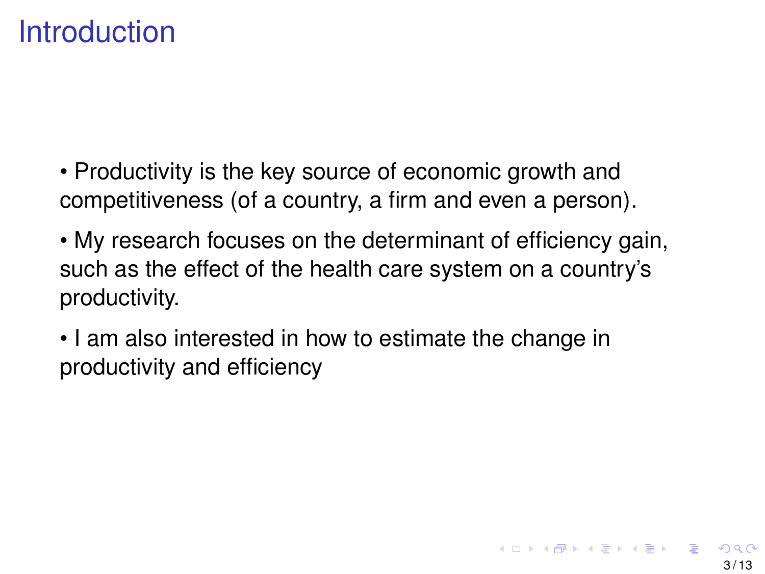# Introduction

- Productivity is the key source of economic growth and competitiveness (of a country, a firm and even a person).
- My research focuses on the determinant of efficiency gain, such as the effect of the health care system on a country's productivity.
- I am also interested in how to estimate the change in productivity and efficiency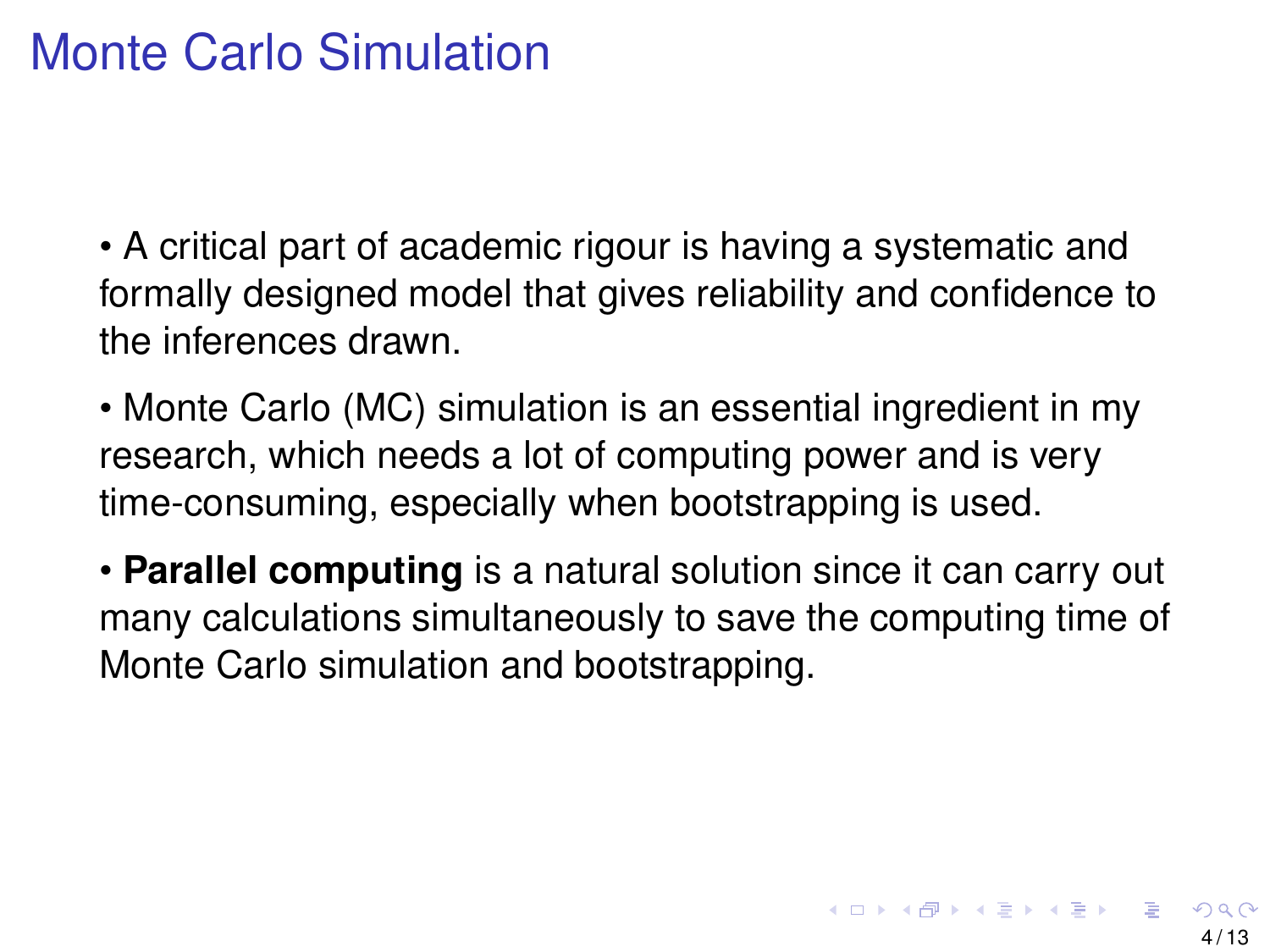# Monte Carlo Simulation

- A critical part of academic rigour is having a systematic and formally designed model that gives reliability and confidence to the inferences drawn.
- Monte Carlo (MC) simulation is an essential ingredient in my research, which needs a lot of computing power and is very time-consuming, especially when bootstrapping is used.
- **Parallel computing** is a natural solution since it can carry out many calculations simultaneously to save the computing time of Monte Carlo simulation and bootstrapping.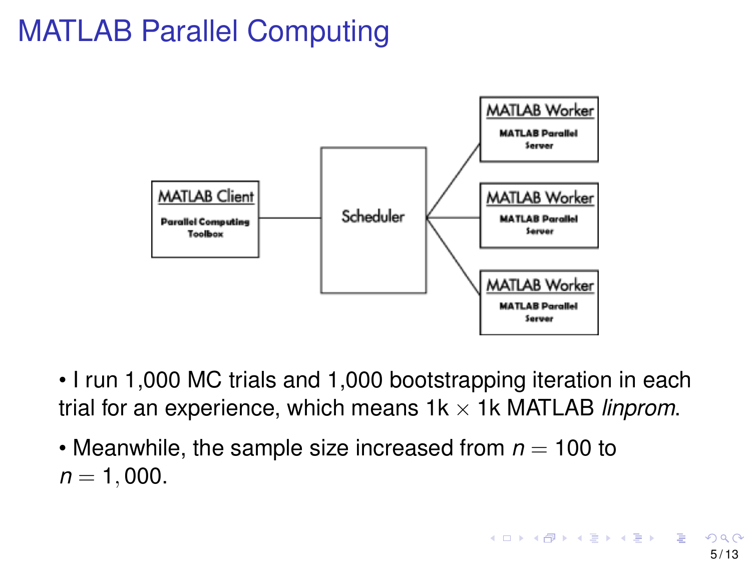# MATLAB Parallel Computing

- I run 1,000 MC trials and 1,000 bootstrapping iteration in each trial for an experience, which means 1k $\times$ 1k MATLAB *linprom*.
- Meanwhile, the sample size increased from $n = 100$ to $n = 1,000$.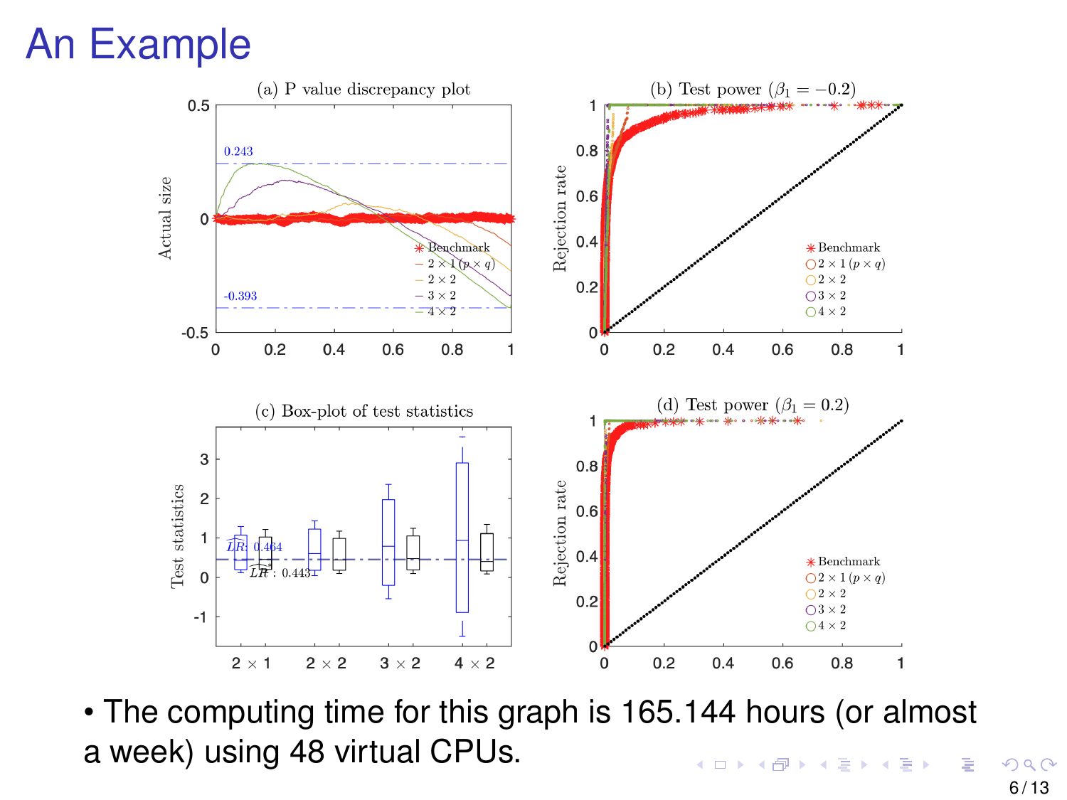# An Example

- The computing time for this graph is 165.144 hours (or almost a week) using 48 virtual CPUs.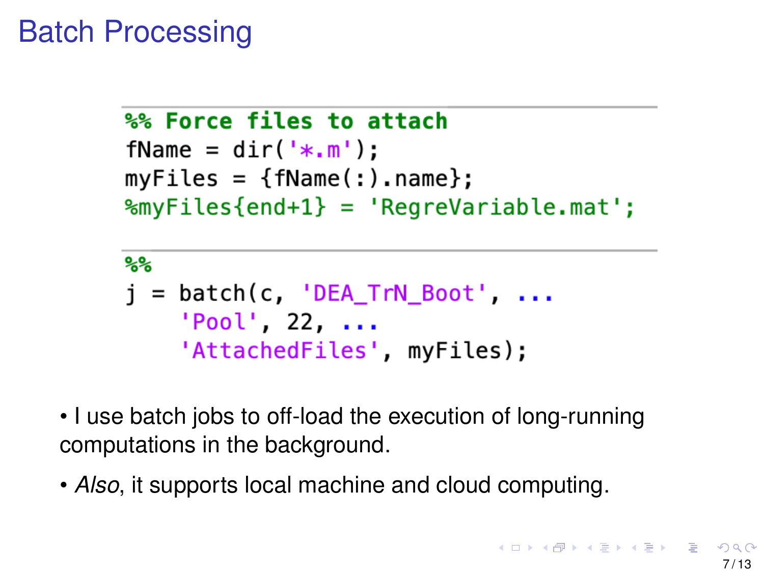# Batch Processing

```matlab
%% Force files to attach
fName = dir('*.m');
myFiles = {fName(:).name};
%myFiles{end+1} = 'RegreVariable.mat';

%%
j = batch(c, 'DEA_TrN_Boot', ...
    'Pool', 22, ...
    'AttachedFiles', myFiles);
```

- I use batch jobs to off-load the execution of long-running computations in the background.
- *Also*, it supports local machine and cloud computing.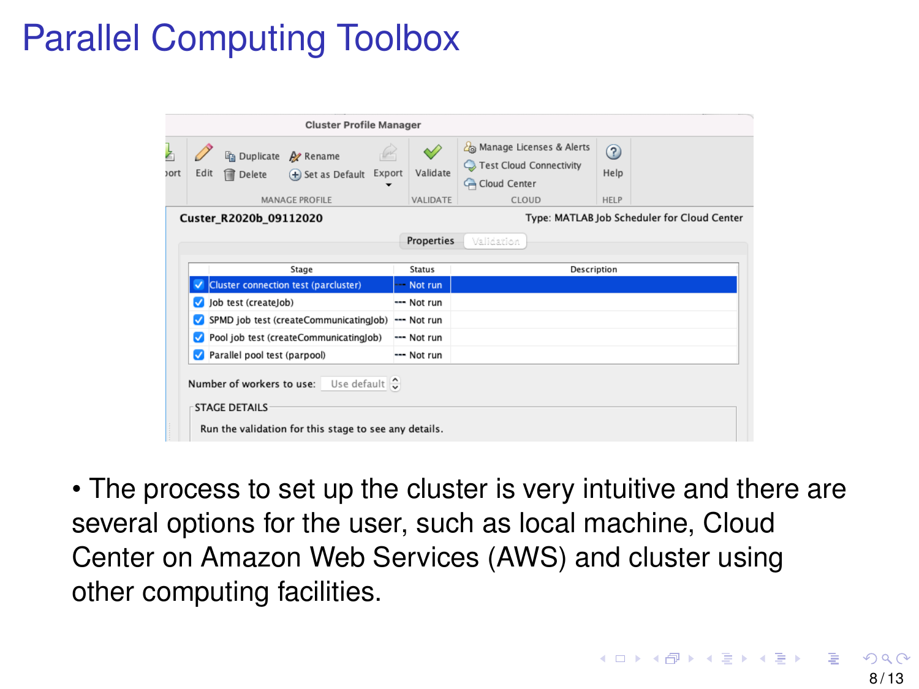# Parallel Computing Toolbox

- The process to set up the cluster is very intuitive and there are several options for the user, such as local machine, Cloud Center on Amazon Web Services (AWS) and cluster using other computing facilities.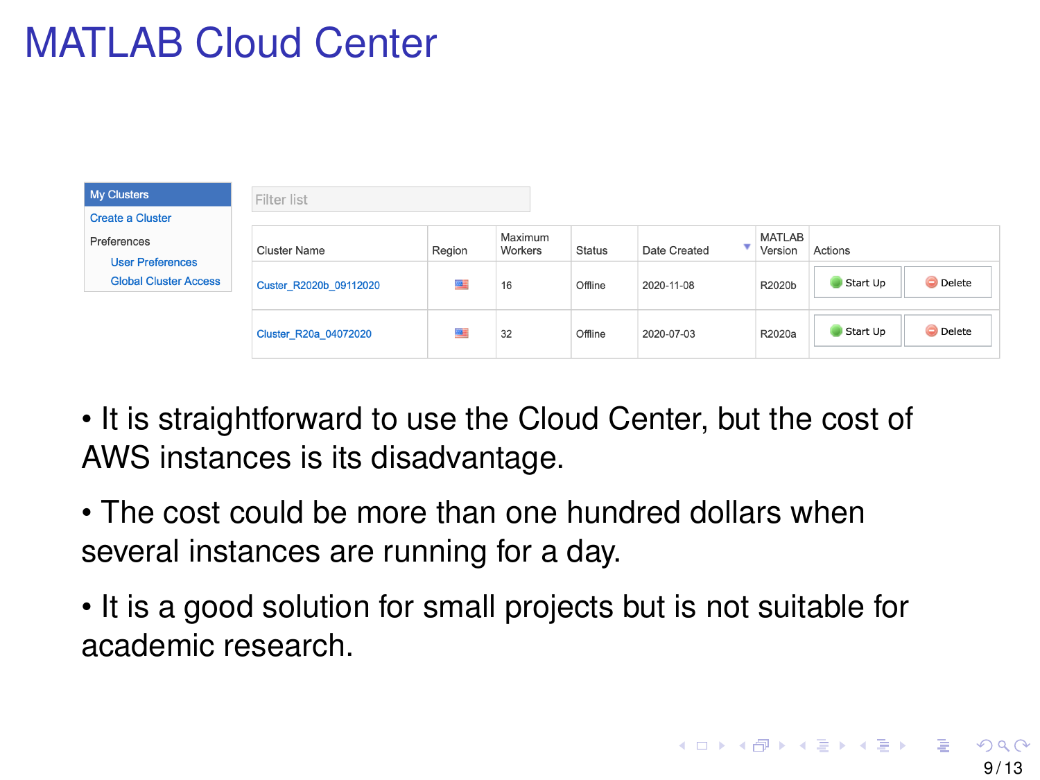# MATLAB Cloud Center

- My Clusters
- Create a Cluster
- Preferences
  - User Preferences
  - Global Cluster Access

Filter list

| Cluster Name | Region | Maximum Workers | Status | Date Created | MATLAB Version | Actions | |
|---|---|---|---|---|---|---|---|
| Custer_R2020b_09112020 | | 16 | Offline | 2020-11-08 | R2020b | Start Up | Delete |
| Cluster_R20a_04072020 | | 32 | Offline | 2020-07-03 | R2020a | Start Up | Delete |

- It is straightforward to use the Cloud Center, but the cost of AWS instances is its disadvantage.
- The cost could be more than one hundred dollars when several instances are running for a day.
- It is a good solution for small projects but is not suitable for academic research.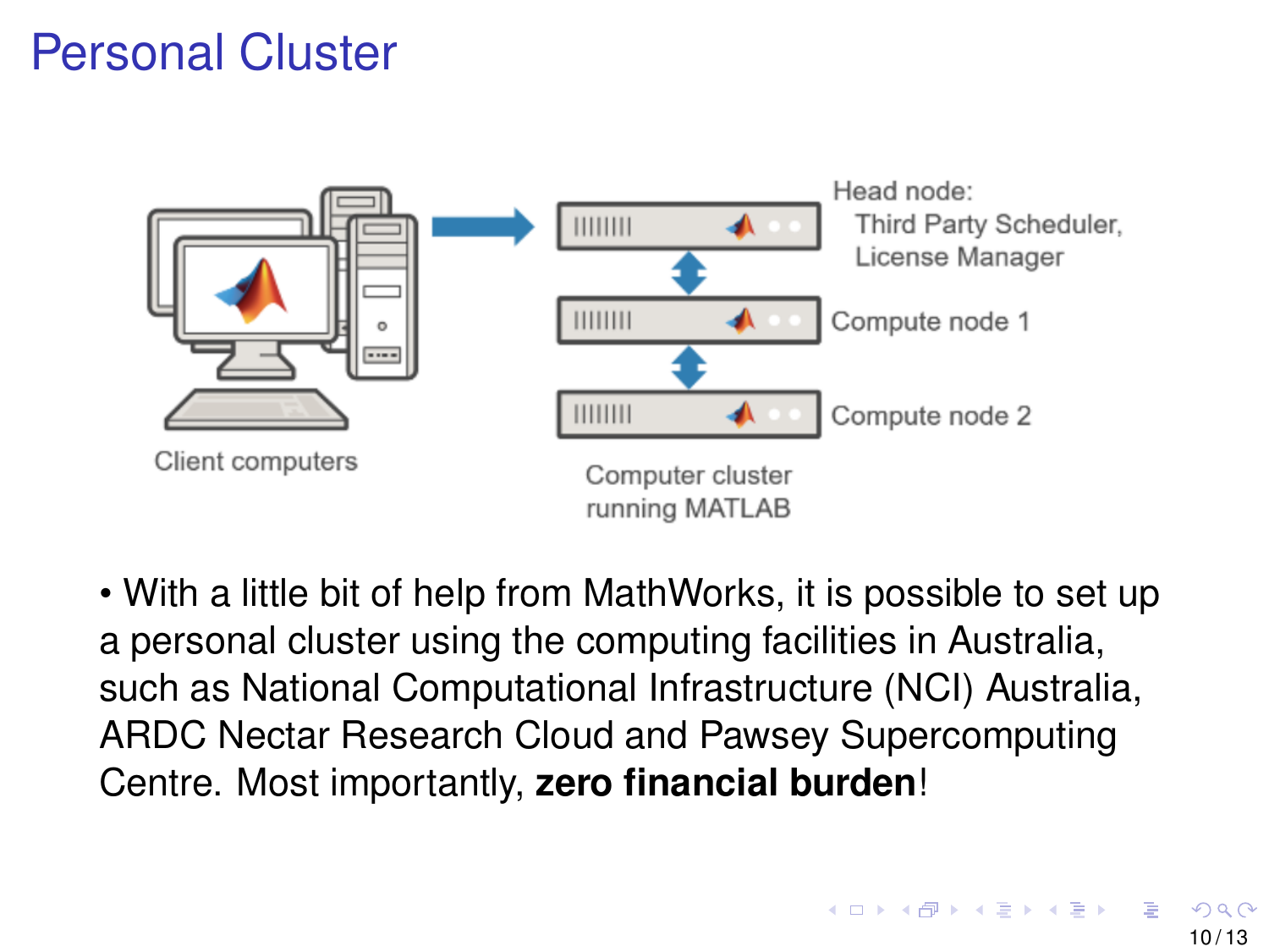# Personal Cluster

- With a little bit of help from MathWorks, it is possible to set up a personal cluster using the computing facilities in Australia, such as National Computational Infrastructure (NCI) Australia, ARDC Nectar Research Cloud and Pawsey Supercomputing Centre. Most importantly, **zero financial burden**!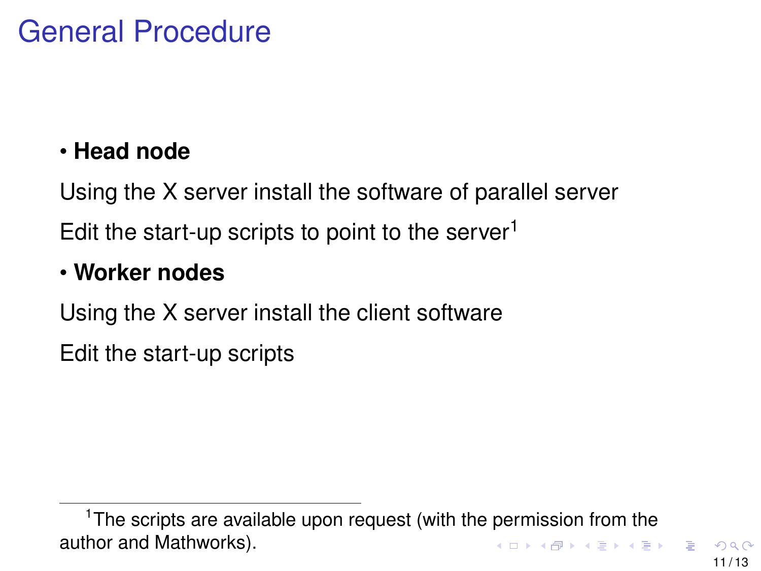# General Procedure

- **Head node**

Using the X server install the software of parallel server

Edit the start-up scripts to point to the server[1]

- **Worker nodes**

Using the X server install the client software

Edit the start-up scripts

[1] The scripts are available upon request (with the permission from the author and Mathworks).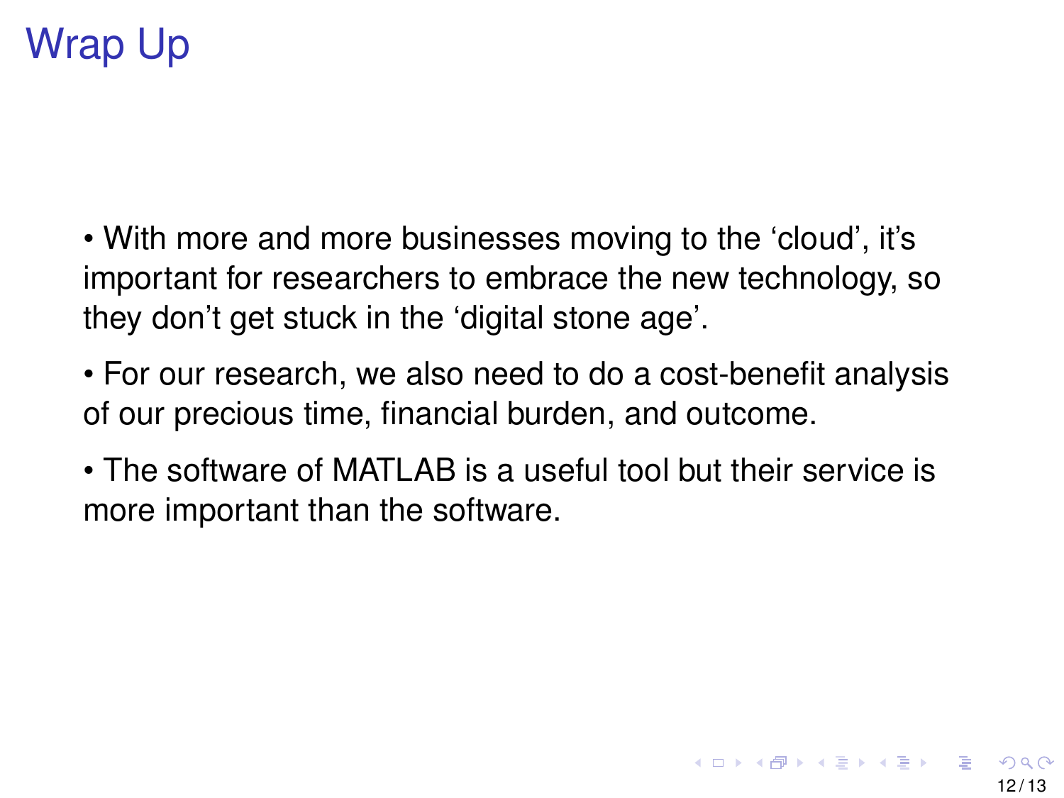# Wrap Up

- With more and more businesses moving to the ‘cloud’, it’s important for researchers to embrace the new technology, so they don’t get stuck in the ‘digital stone age’.
- For our research, we also need to do a cost-benefit analysis of our precious time, financial burden, and outcome.
- The software of MATLAB is a useful tool but their service is more important than the software.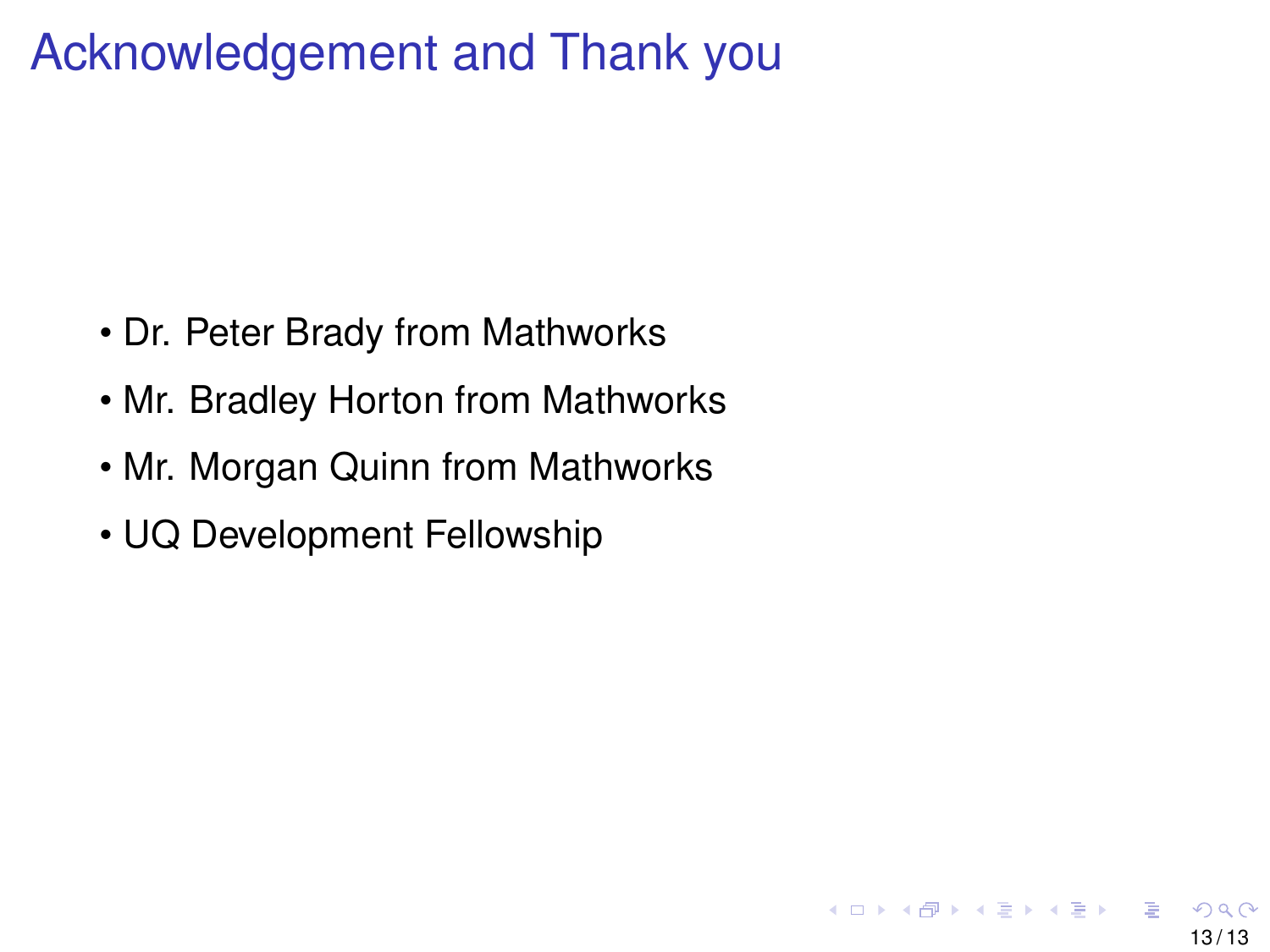# Acknowledgement and Thank you

- Dr. Peter Brady from Mathworks
- Mr. Bradley Horton from Mathworks
- Mr. Morgan Quinn from Mathworks
- UQ Development Fellowship